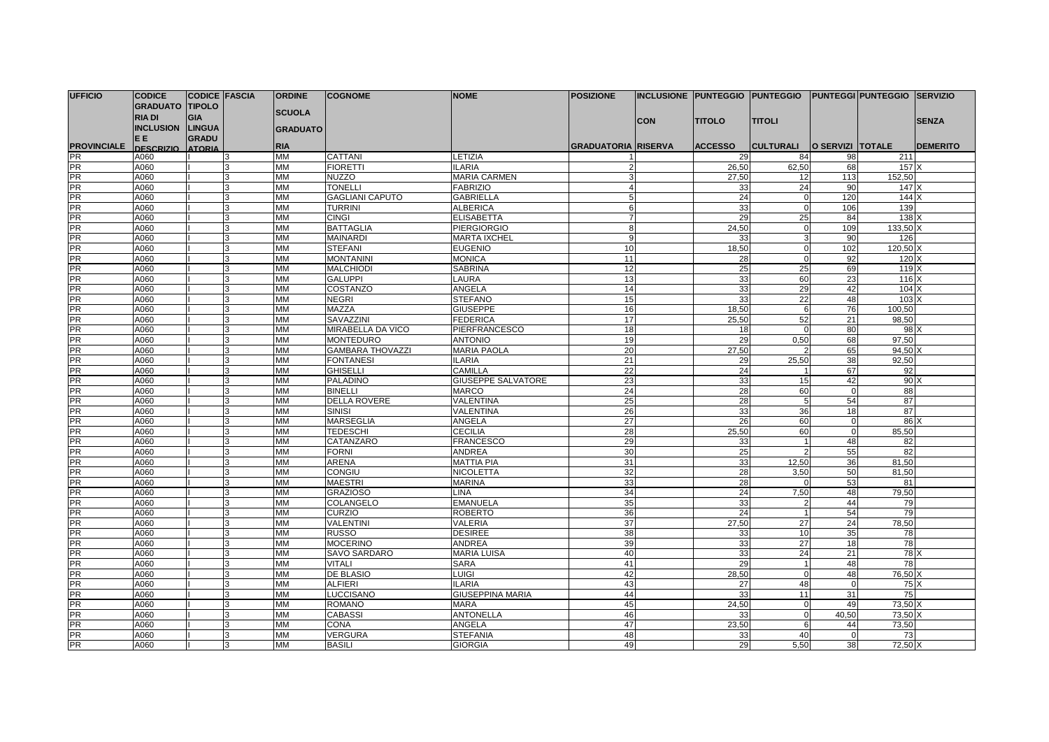| UFFICIO PROVINCIALE | CODICE GRADUATORIA DI INCLUSIONE E DESCRIZIO | CODICE TIPOLOGIA LINGUA GRADUATORIA | FASCIA | ORDINE SCUOLA GRADUATORIA | COGNOME | NOME | POSIZIONE GRADUATORIA | INCLUSIONE CON RISERVA | PUNTEGGIO TITOLO ACCESSO | PUNTEGGIO TITOLI CULTURALI | PUNTEGGI O SERVIZI | PUNTEGGIO TOTALE | SERVIZIO SENZA DEMERITO |
|---|---|---|---|---|---|---|---|---|---|---|---|---|---|
| PR | A060 | I | 3 | MM | CATTANI | LETIZIA | 1 | | 29 | 84 | 98 | 211 | |
| PR | A060 | I | 3 | MM | FIORETTI | ILARIA | 2 | | 26,50 | 62,50 | 68 | 157 | X |
| PR | A060 | I | 3 | MM | NUZZO | MARIA CARMEN | 3 | | 27,50 | 12 | 113 | 152,50 | |
| PR | A060 | I | 3 | MM | TONELLI | FABRIZIO | 4 | | 33 | 24 | 90 | 147 | X |
| PR | A060 | I | 3 | MM | GAGLIANI CAPUTO | GABRIELLA | 5 | | 24 | 0 | 120 | 144 | X |
| PR | A060 | I | 3 | MM | TURRINI | ALBERICA | 6 | | 33 | 0 | 106 | 139 | |
| PR | A060 | I | 3 | MM | CINGI | ELISABETTA | 7 | | 29 | 25 | 84 | 138 | X |
| PR | A060 | I | 3 | MM | BATTAGLIA | PIERGIORGIO | 8 | | 24,50 | 0 | 109 | 133,50 | X |
| PR | A060 | I | 3 | MM | MAINARDI | MARTA IXCHEL | 9 | | 33 | 3 | 90 | 126 | |
| PR | A060 | I | 3 | MM | STEFANI | EUGENIO | 10 | | 18,50 | 0 | 102 | 120,50 | X |
| PR | A060 | I | 3 | MM | MONTANINI | MONICA | 11 | | 28 | 0 | 92 | 120 | X |
| PR | A060 | I | 3 | MM | MALCHIODI | SABRINA | 12 | | 25 | 25 | 69 | 119 | X |
| PR | A060 | I | 3 | MM | GALUPPI | LAURA | 13 | | 33 | 60 | 23 | 116 | X |
| PR | A060 | I | 3 | MM | COSTANZO | ANGELA | 14 | | 33 | 29 | 42 | 104 | X |
| PR | A060 | I | 3 | MM | NEGRI | STEFANO | 15 | | 33 | 22 | 48 | 103 | X |
| PR | A060 | I | 3 | MM | MAZZA | GIUSEPPE | 16 | | 18,50 | 6 | 76 | 100,50 | |
| PR | A060 | I | 3 | MM | SAVAZZINI | FEDERICA | 17 | | 25,50 | 52 | 21 | 98,50 | |
| PR | A060 | I | 3 | MM | MIRABELLA DA VICO | PIERFRANCESCO | 18 | | 18 | 0 | 80 | 98 | X |
| PR | A060 | I | 3 | MM | MONTEDURO | ANTONIO | 19 | | 29 | 0,50 | 68 | 97,50 | |
| PR | A060 | I | 3 | MM | GAMBARA THOVAZZI | MARIA PAOLA | 20 | | 27,50 | 2 | 65 | 94,50 | X |
| PR | A060 | I | 3 | MM | FONTANESI | ILARIA | 21 | | 29 | 25,50 | 38 | 92,50 | |
| PR | A060 | I | 3 | MM | GHISELLI | CAMILLA | 22 | | 24 | 1 | 67 | 92 | |
| PR | A060 | I | 3 | MM | PALADINO | GIUSEPPE SALVATORE | 23 | | 33 | 15 | 42 | 90 | X |
| PR | A060 | I | 3 | MM | BINELLI | MARCO | 24 | | 28 | 60 | 0 | 88 | |
| PR | A060 | I | 3 | MM | DELLA ROVERE | VALENTINA | 25 | | 28 | 5 | 54 | 87 | |
| PR | A060 | I | 3 | MM | SINISI | VALENTINA | 26 | | 33 | 36 | 18 | 87 | |
| PR | A060 | I | 3 | MM | MARSEGLIA | ANGELA | 27 | | 26 | 60 | 0 | 86 | X |
| PR | A060 | I | 3 | MM | TEDESCHI | CECILIA | 28 | | 25,50 | 60 | 0 | 85,50 | |
| PR | A060 | I | 3 | MM | CATANZARO | FRANCESCO | 29 | | 33 | 1 | 48 | 82 | |
| PR | A060 | I | 3 | MM | FORNI | ANDREA | 30 | | 25 | 2 | 55 | 82 | |
| PR | A060 | I | 3 | MM | ARENA | MATTIA PIA | 31 | | 33 | 12,50 | 36 | 81,50 | |
| PR | A060 | I | 3 | MM | CONGIU | NICOLETTA | 32 | | 28 | 3,50 | 50 | 81,50 | |
| PR | A060 | I | 3 | MM | MAESTRI | MARINA | 33 | | 28 | 0 | 53 | 81 | |
| PR | A060 | I | 3 | MM | GRAZIOSO | LINA | 34 | | 24 | 7,50 | 48 | 79,50 | |
| PR | A060 | I | 3 | MM | COLANGELO | EMANUELA | 35 | | 33 | 2 | 44 | 79 | |
| PR | A060 | I | 3 | MM | CURZIO | ROBERTO | 36 | | 24 | 1 | 54 | 79 | |
| PR | A060 | I | 3 | MM | VALENTINI | VALERIA | 37 | | 27,50 | 27 | 24 | 78,50 | |
| PR | A060 | I | 3 | MM | RUSSO | DESIREE | 38 | | 33 | 10 | 35 | 78 | |
| PR | A060 | I | 3 | MM | MOCERINO | ANDREA | 39 | | 33 | 27 | 18 | 78 | |
| PR | A060 | I | 3 | MM | SAVO SARDARO | MARIA LUISA | 40 | | 33 | 24 | 21 | 78 | X |
| PR | A060 | I | 3 | MM | VITALI | SARA | 41 | | 29 | 1 | 48 | 78 | |
| PR | A060 | I | 3 | MM | DE BLASIO | LUIGI | 42 | | 28,50 | 0 | 48 | 76,50 | X |
| PR | A060 | I | 3 | MM | ALFIERI | ILARIA | 43 | | 27 | 48 | 0 | 75 | X |
| PR | A060 | I | 3 | MM | LUCCISANO | GIUSEPPINA MARIA | 44 | | 33 | 11 | 31 | 75 | |
| PR | A060 | I | 3 | MM | ROMANO | MARA | 45 | | 24,50 | 0 | 49 | 73,50 | X |
| PR | A060 | I | 3 | MM | CABASSI | ANTONELLA | 46 | | 33 | 0 | 40,50 | 73,50 | X |
| PR | A060 | I | 3 | MM | CONA | ANGELA | 47 | | 23,50 | 6 | 44 | 73,50 | |
| PR | A060 | I | 3 | MM | VERGURA | STEFANIA | 48 | | 33 | 40 | 0 | 73 | |
| PR | A060 | I | 3 | MM | BASILI | GIORGIA | 49 | | 29 | 5,50 | 38 | 72,50 | X |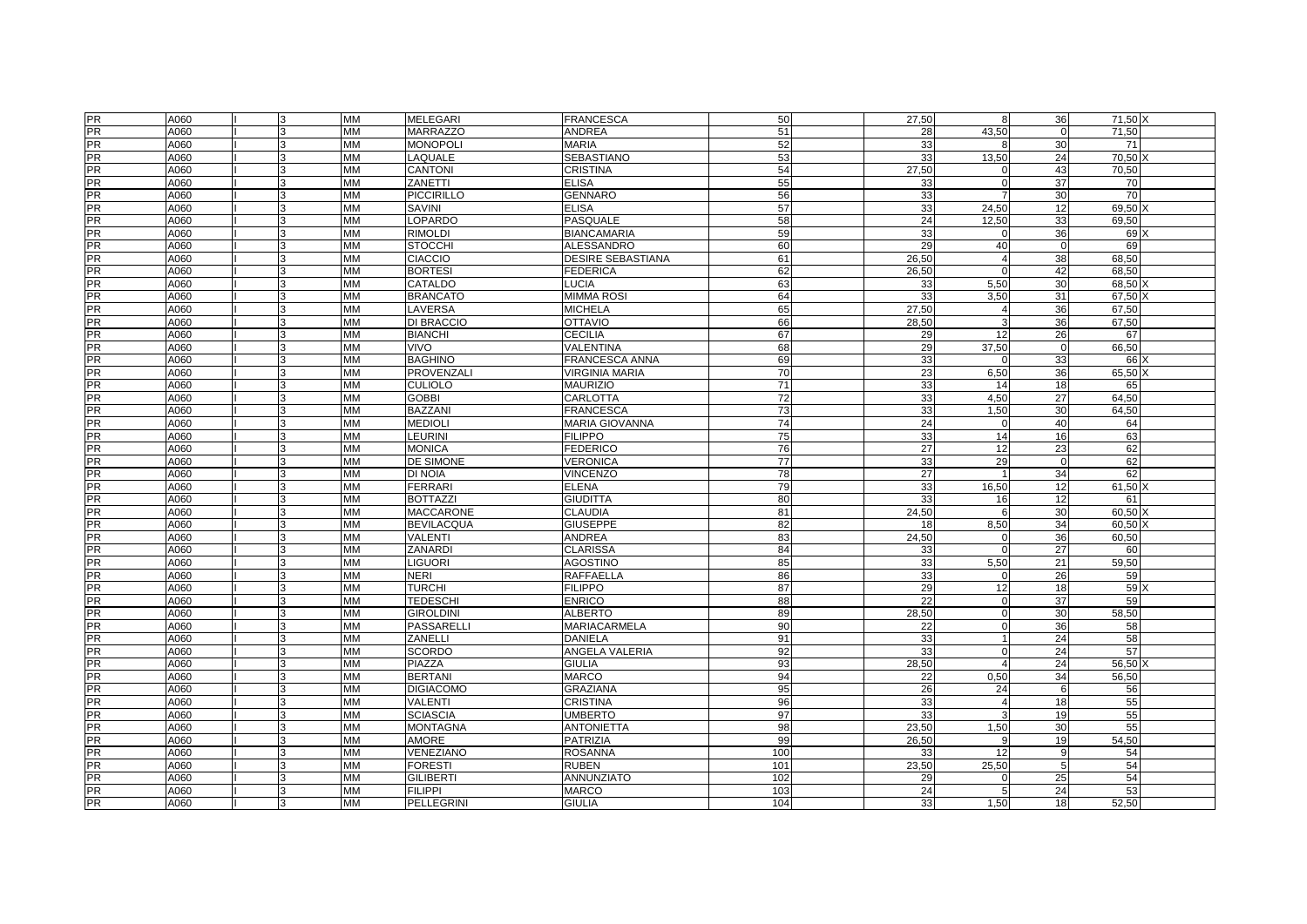| | | | | | | | | | | | | |
|---|---|---|---|---|---|---|---|---|---|---|---|---|
| PR | A060 | I | 3 | MM | MELEGARI | FRANCESCA | 50 | 27,50 | 8 | 36 | 71,50 | X |
| PR | A060 | I | 3 | MM | MARRAZZO | ANDREA | 51 | 28 | 43,50 | 0 | 71,50 | |
| PR | A060 | I | 3 | MM | MONOPOLI | MARIA | 52 | 33 | 8 | 30 | 71 | |
| PR | A060 | I | 3 | MM | LAQUALE | SEBASTIANO | 53 | 33 | 13,50 | 24 | 70,50 | X |
| PR | A060 | I | 3 | MM | CANTONI | CRISTINA | 54 | 27,50 | 0 | 43 | 70,50 | |
| PR | A060 | I | 3 | MM | ZANETTI | ELISA | 55 | 33 | 0 | 37 | 70 | |
| PR | A060 | I | 3 | MM | PICCIRILLO | GENNARO | 56 | 33 | 7 | 30 | 70 | |
| PR | A060 | I | 3 | MM | SAVINI | ELISA | 57 | 33 | 24,50 | 12 | 69,50 | X |
| PR | A060 | I | 3 | MM | LOPARDO | PASQUALE | 58 | 24 | 12,50 | 33 | 69,50 | |
| PR | A060 | I | 3 | MM | RIMOLDI | BIANCAMARIA | 59 | 33 | 0 | 36 | 69 | X |
| PR | A060 | I | 3 | MM | STOCCHI | ALESSANDRO | 60 | 29 | 40 | 0 | 69 | |
| PR | A060 | I | 3 | MM | CIACCIO | DESIRE SEBASTIANA | 61 | 26,50 | 4 | 38 | 68,50 | |
| PR | A060 | I | 3 | MM | BORTESI | FEDERICA | 62 | 26,50 | 0 | 42 | 68,50 | |
| PR | A060 | I | 3 | MM | CATALDO | LUCIA | 63 | 33 | 5,50 | 30 | 68,50 | X |
| PR | A060 | I | 3 | MM | BRANCATO | MIMMA ROSI | 64 | 33 | 3,50 | 31 | 67,50 | X |
| PR | A060 | I | 3 | MM | LAVERSA | MICHELA | 65 | 27,50 | 4 | 36 | 67,50 | |
| PR | A060 | I | 3 | MM | DI BRACCIO | OTTAVIO | 66 | 28,50 | 3 | 36 | 67,50 | |
| PR | A060 | I | 3 | MM | BIANCHI | CECILIA | 67 | 29 | 12 | 26 | 67 | |
| PR | A060 | I | 3 | MM | VIVO | VALENTINA | 68 | 29 | 37,50 | 0 | 66,50 | |
| PR | A060 | I | 3 | MM | BAGHINO | FRANCESCA ANNA | 69 | 33 | 0 | 33 | 66 | X |
| PR | A060 | I | 3 | MM | PROVENZALI | VIRGINIA MARIA | 70 | 23 | 6,50 | 36 | 65,50 | X |
| PR | A060 | I | 3 | MM | CULIOLO | MAURIZIO | 71 | 33 | 14 | 18 | 65 | |
| PR | A060 | I | 3 | MM | GOBBI | CARLOTTA | 72 | 33 | 4,50 | 27 | 64,50 | |
| PR | A060 | I | 3 | MM | BAZZANI | FRANCESCA | 73 | 33 | 1,50 | 30 | 64,50 | |
| PR | A060 | I | 3 | MM | MEDIOLI | MARIA GIOVANNA | 74 | 24 | 0 | 40 | 64 | |
| PR | A060 | I | 3 | MM | LEURINI | FILIPPO | 75 | 33 | 14 | 16 | 63 | |
| PR | A060 | I | 3 | MM | MONICA | FEDERICO | 76 | 27 | 12 | 23 | 62 | |
| PR | A060 | I | 3 | MM | DE SIMONE | VERONICA | 77 | 33 | 29 | 0 | 62 | |
| PR | A060 | I | 3 | MM | DI NOIA | VINCENZO | 78 | 27 | 1 | 34 | 62 | |
| PR | A060 | I | 3 | MM | FERRARI | ELENA | 79 | 33 | 16,50 | 12 | 61,50 | X |
| PR | A060 | I | 3 | MM | BOTTAZZI | GIUDITTA | 80 | 33 | 16 | 12 | 61 | |
| PR | A060 | I | 3 | MM | MACCARONE | CLAUDIA | 81 | 24,50 | 6 | 30 | 60,50 | X |
| PR | A060 | I | 3 | MM | BEVILACQUA | GIUSEPPE | 82 | 18 | 8,50 | 34 | 60,50 | X |
| PR | A060 | I | 3 | MM | VALENTI | ANDREA | 83 | 24,50 | 0 | 36 | 60,50 | |
| PR | A060 | I | 3 | MM | ZANARDI | CLARISSA | 84 | 33 | 0 | 27 | 60 | |
| PR | A060 | I | 3 | MM | LIGUORI | AGOSTINO | 85 | 33 | 5,50 | 21 | 59,50 | |
| PR | A060 | I | 3 | MM | NERI | RAFFAELLA | 86 | 33 | 0 | 26 | 59 | |
| PR | A060 | I | 3 | MM | TURCHI | FILIPPO | 87 | 29 | 12 | 18 | 59 | X |
| PR | A060 | I | 3 | MM | TEDESCHI | ENRICO | 88 | 22 | 0 | 37 | 59 | |
| PR | A060 | I | 3 | MM | GIROLDINI | ALBERTO | 89 | 28,50 | 0 | 30 | 58,50 | |
| PR | A060 | I | 3 | MM | PASSARELLI | MARIACARMELA | 90 | 22 | 0 | 36 | 58 | |
| PR | A060 | I | 3 | MM | ZANELLI | DANIELA | 91 | 33 | 1 | 24 | 58 | |
| PR | A060 | I | 3 | MM | SCORDO | ANGELA VALERIA | 92 | 33 | 0 | 24 | 57 | |
| PR | A060 | I | 3 | MM | PIAZZA | GIULIA | 93 | 28,50 | 4 | 24 | 56,50 | X |
| PR | A060 | I | 3 | MM | BERTANI | MARCO | 94 | 22 | 0,50 | 34 | 56,50 | |
| PR | A060 | I | 3 | MM | DIGIACOMO | GRAZIANA | 95 | 26 | 24 | 6 | 56 | |
| PR | A060 | I | 3 | MM | VALENTI | CRISTINA | 96 | 33 | 4 | 18 | 55 | |
| PR | A060 | I | 3 | MM | SCIASCIA | UMBERTO | 97 | 33 | 3 | 19 | 55 | |
| PR | A060 | I | 3 | MM | MONTAGNA | ANTONIETTA | 98 | 23,50 | 1,50 | 30 | 55 | |
| PR | A060 | I | 3 | MM | AMORE | PATRIZIA | 99 | 26,50 | 9 | 19 | 54,50 | |
| PR | A060 | I | 3 | MM | VENEZIANO | ROSANNA | 100 | 33 | 12 | 9 | 54 | |
| PR | A060 | I | 3 | MM | FORESTI | RUBEN | 101 | 23,50 | 25,50 | 5 | 54 | |
| PR | A060 | I | 3 | MM | GILIBERTI | ANNUNZIATO | 102 | 29 | 0 | 25 | 54 | |
| PR | A060 | I | 3 | MM | FILIPPI | MARCO | 103 | 24 | 5 | 24 | 53 | |
| PR | A060 | I | 3 | MM | PELLEGRINI | GIULIA | 104 | 33 | 1,50 | 18 | 52,50 | |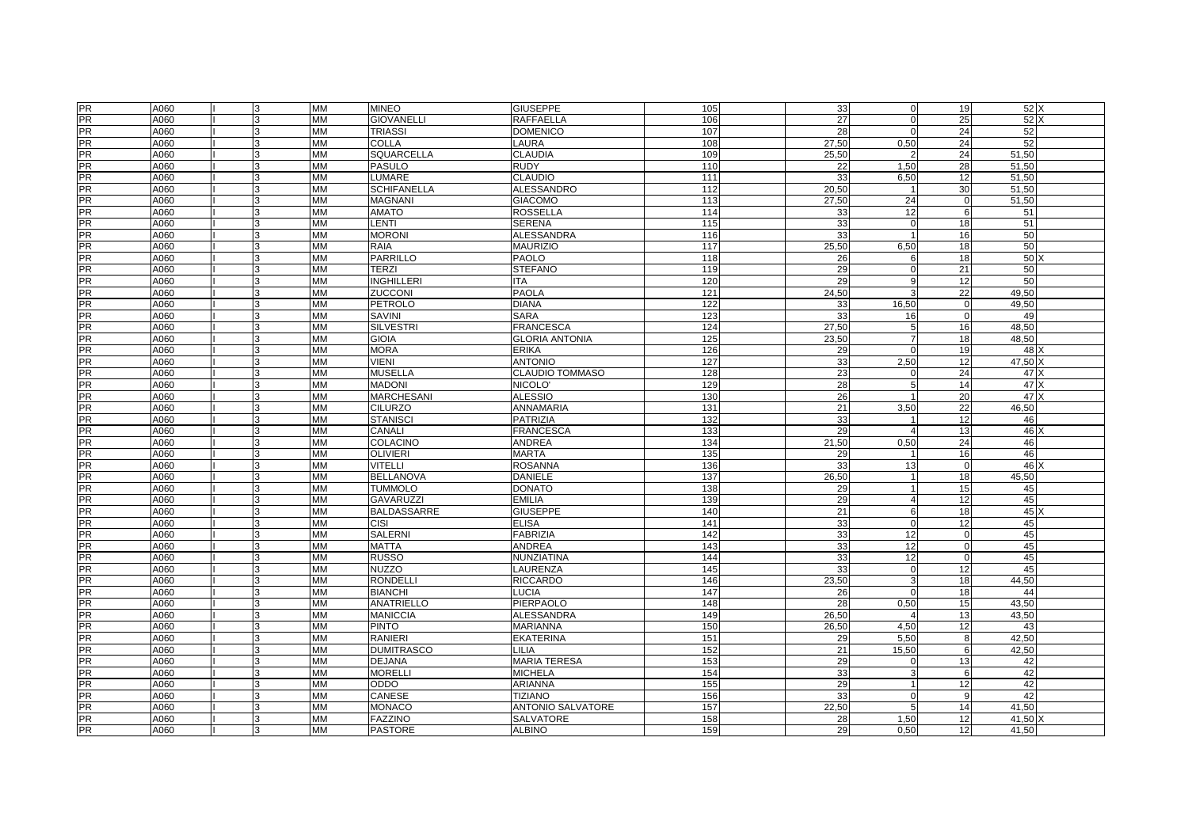| | | | | | | | | | | | | |
|---|---|---|---|---|---|---|---|---|---|---|---|---|
| PR | A060 | I | 3 | MM | MINEO | GIUSEPPE | 105 | 33 | 0 | 19 | 52 | X |
| PR | A060 | I | 3 | MM | GIOVANELLI | RAFFAELLA | 106 | 27 | 0 | 25 | 52 | X |
| PR | A060 | I | 3 | MM | TRIASSI | DOMENICO | 107 | 28 | 0 | 24 | 52 | |
| PR | A060 | I | 3 | MM | COLLA | LAURA | 108 | 27,50 | 0,50 | 24 | 52 | |
| PR | A060 | I | 3 | MM | SQUARCELLA | CLAUDIA | 109 | 25,50 | 2 | 24 | 51,50 | |
| PR | A060 | I | 3 | MM | PASULO | RUDY | 110 | 22 | 1,50 | 28 | 51,50 | |
| PR | A060 | I | 3 | MM | LUMARE | CLAUDIO | 111 | 33 | 6,50 | 12 | 51,50 | |
| PR | A060 | I | 3 | MM | SCHIFANELLA | ALESSANDRO | 112 | 20,50 | 1 | 30 | 51,50 | |
| PR | A060 | I | 3 | MM | MAGNANI | GIACOMO | 113 | 27,50 | 24 | 0 | 51,50 | |
| PR | A060 | I | 3 | MM | AMATO | ROSSELLA | 114 | 33 | 12 | 6 | 51 | |
| PR | A060 | I | 3 | MM | LENTI | SERENA | 115 | 33 | 0 | 18 | 51 | |
| PR | A060 | I | 3 | MM | MORONI | ALESSANDRA | 116 | 33 | 1 | 16 | 50 | |
| PR | A060 | I | 3 | MM | RAIA | MAURIZIO | 117 | 25,50 | 6,50 | 18 | 50 | |
| PR | A060 | I | 3 | MM | PARRILLO | PAOLO | 118 | 26 | 6 | 18 | 50 | X |
| PR | A060 | I | 3 | MM | TERZI | STEFANO | 119 | 29 | 0 | 21 | 50 | |
| PR | A060 | I | 3 | MM | INGHILLERI | ITA | 120 | 29 | 9 | 12 | 50 | |
| PR | A060 | I | 3 | MM | ZUCCONI | PAOLA | 121 | 24,50 | 3 | 22 | 49,50 | |
| PR | A060 | I | 3 | MM | PETROLO | DIANA | 122 | 33 | 16,50 | 0 | 49,50 | |
| PR | A060 | I | 3 | MM | SAVINI | SARA | 123 | 33 | 16 | 0 | 49 | |
| PR | A060 | I | 3 | MM | SILVESTRI | FRANCESCA | 124 | 27,50 | 5 | 16 | 48,50 | |
| PR | A060 | I | 3 | MM | GIOIA | GLORIA ANTONIA | 125 | 23,50 | 7 | 18 | 48,50 | |
| PR | A060 | I | 3 | MM | MORA | ERIKA | 126 | 29 | 0 | 19 | 48 | X |
| PR | A060 | I | 3 | MM | VIENI | ANTONIO | 127 | 33 | 2,50 | 12 | 47,50 | X |
| PR | A060 | I | 3 | MM | MUSELLA | CLAUDIO TOMMASO | 128 | 23 | 0 | 24 | 47 | X |
| PR | A060 | I | 3 | MM | MADONI | NICOLO' | 129 | 28 | 5 | 14 | 47 | X |
| PR | A060 | I | 3 | MM | MARCHESANI | ALESSIO | 130 | 26 | 1 | 20 | 47 | X |
| PR | A060 | I | 3 | MM | CILURZO | ANNAMARIA | 131 | 21 | 3,50 | 22 | 46,50 | |
| PR | A060 | I | 3 | MM | STANISCI | PATRIZIA | 132 | 33 | 1 | 12 | 46 | |
| PR | A060 | I | 3 | MM | CANALI | FRANCESCA | 133 | 29 | 4 | 13 | 46 | X |
| PR | A060 | I | 3 | MM | COLACINO | ANDREA | 134 | 21,50 | 0,50 | 24 | 46 | |
| PR | A060 | I | 3 | MM | OLIVIERI | MARTA | 135 | 29 | 1 | 16 | 46 | |
| PR | A060 | I | 3 | MM | VITELLI | ROSANNA | 136 | 33 | 13 | 0 | 46 | X |
| PR | A060 | I | 3 | MM | BELLANOVA | DANIELE | 137 | 26,50 | 1 | 18 | 45,50 | |
| PR | A060 | I | 3 | MM | TUMMOLO | DONATO | 138 | 29 | 1 | 15 | 45 | |
| PR | A060 | I | 3 | MM | GAVARUZZI | EMILIA | 139 | 29 | 4 | 12 | 45 | |
| PR | A060 | I | 3 | MM | BALDASSARRE | GIUSEPPE | 140 | 21 | 6 | 18 | 45 | X |
| PR | A060 | I | 3 | MM | CISI | ELISA | 141 | 33 | 0 | 12 | 45 | |
| PR | A060 | I | 3 | MM | SALERNI | FABRIZIA | 142 | 33 | 12 | 0 | 45 | |
| PR | A060 | I | 3 | MM | MATTA | ANDREA | 143 | 33 | 12 | 0 | 45 | |
| PR | A060 | I | 3 | MM | RUSSO | NUNZIATINA | 144 | 33 | 12 | 0 | 45 | |
| PR | A060 | I | 3 | MM | NUZZO | LAURENZA | 145 | 33 | 0 | 12 | 45 | |
| PR | A060 | I | 3 | MM | RONDELLI | RICCARDO | 146 | 23,50 | 3 | 18 | 44,50 | |
| PR | A060 | I | 3 | MM | BIANCHI | LUCIA | 147 | 26 | 0 | 18 | 44 | |
| PR | A060 | I | 3 | MM | ANATRIELLO | PIERPAOLO | 148 | 28 | 0,50 | 15 | 43,50 | |
| PR | A060 | I | 3 | MM | MANICCIA | ALESSANDRA | 149 | 26,50 | 4 | 13 | 43,50 | |
| PR | A060 | I | 3 | MM | PINTO | MARIANNA | 150 | 26,50 | 4,50 | 12 | 43 | |
| PR | A060 | I | 3 | MM | RANIERI | EKATERINA | 151 | 29 | 5,50 | 8 | 42,50 | |
| PR | A060 | I | 3 | MM | DUMITRASCO | LILIA | 152 | 21 | 15,50 | 6 | 42,50 | |
| PR | A060 | I | 3 | MM | DEJANA | MARIA TERESA | 153 | 29 | 0 | 13 | 42 | |
| PR | A060 | I | 3 | MM | MORELLI | MICHELA | 154 | 33 | 3 | 6 | 42 | |
| PR | A060 | I | 3 | MM | ODDO | ARIANNA | 155 | 29 | 1 | 12 | 42 | |
| PR | A060 | I | 3 | MM | CANESE | TIZIANO | 156 | 33 | 0 | 9 | 42 | |
| PR | A060 | I | 3 | MM | MONACO | ANTONIO SALVATORE | 157 | 22,50 | 5 | 14 | 41,50 | |
| PR | A060 | I | 3 | MM | FAZZINO | SALVATORE | 158 | 28 | 1,50 | 12 | 41,50 | X |
| PR | A060 | I | 3 | MM | PASTORE | ALBINO | 159 | 29 | 0,50 | 12 | 41,50 | |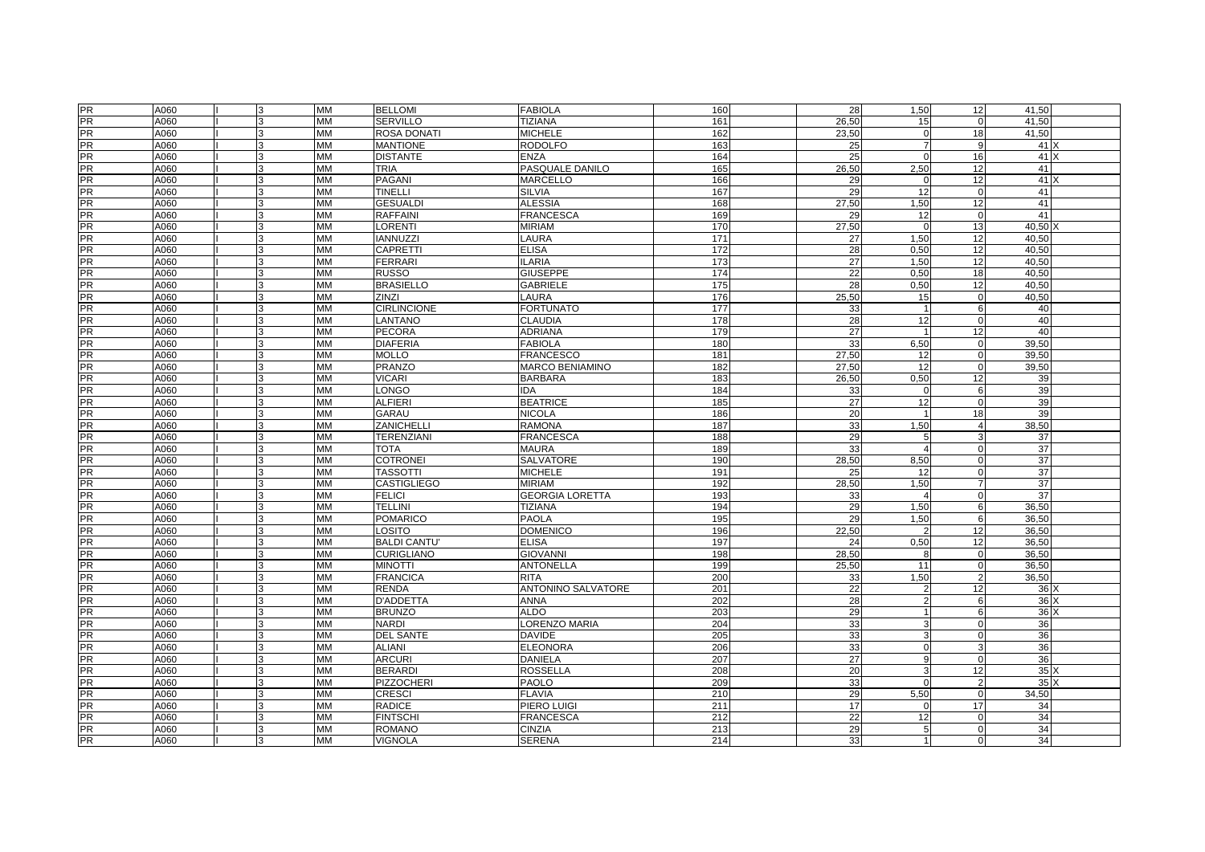| | | | | | | | | | | | | |
|---|---|---|---|---|---|---|---|---|---|---|---|---|
| PR | A060 | I | 3 | MM | BELLOMI | FABIOLA | 160 | 28 | 1,50 | 12 | 41,50 | |
| PR | A060 | I | 3 | MM | SERVILLO | TIZIANA | 161 | 26,50 | 15 | 0 | 41,50 | |
| PR | A060 | I | 3 | MM | ROSA DONATI | MICHELE | 162 | 23,50 | 0 | 18 | 41,50 | |
| PR | A060 | I | 3 | MM | MANTIONE | RODOLFO | 163 | 25 | 7 | 9 | 41 | X |
| PR | A060 | I | 3 | MM | DISTANTE | ENZA | 164 | 25 | 0 | 16 | 41 | X |
| PR | A060 | I | 3 | MM | TRIA | PASQUALE DANILO | 165 | 26,50 | 2,50 | 12 | 41 | |
| PR | A060 | I | 3 | MM | PAGANI | MARCELLO | 166 | 29 | 0 | 12 | 41 | X |
| PR | A060 | I | 3 | MM | TINELLI | SILVIA | 167 | 29 | 12 | 0 | 41 | |
| PR | A060 | I | 3 | MM | GESUALDI | ALESSIA | 168 | 27,50 | 1,50 | 12 | 41 | |
| PR | A060 | I | 3 | MM | RAFFAINI | FRANCESCA | 169 | 29 | 12 | 0 | 41 | |
| PR | A060 | I | 3 | MM | LORENTI | MIRIAM | 170 | 27,50 | 0 | 13 | 40,50 | X |
| PR | A060 | I | 3 | MM | IANNUZZI | LAURA | 171 | 27 | 1,50 | 12 | 40,50 | |
| PR | A060 | I | 3 | MM | CAPRETTI | ELISA | 172 | 28 | 0,50 | 12 | 40,50 | |
| PR | A060 | I | 3 | MM | FERRARI | ILARIA | 173 | 27 | 1,50 | 12 | 40,50 | |
| PR | A060 | I | 3 | MM | RUSSO | GIUSEPPE | 174 | 22 | 0,50 | 18 | 40,50 | |
| PR | A060 | I | 3 | MM | BRASIELLO | GABRIELE | 175 | 28 | 0,50 | 12 | 40,50 | |
| PR | A060 | I | 3 | MM | ZINZI | LAURA | 176 | 25,50 | 15 | 0 | 40,50 | |
| PR | A060 | I | 3 | MM | CIRLINCIONE | FORTUNATO | 177 | 33 | 1 | 6 | 40 | |
| PR | A060 | I | 3 | MM | LANTANO | CLAUDIA | 178 | 28 | 12 | 0 | 40 | |
| PR | A060 | I | 3 | MM | PECORA | ADRIANA | 179 | 27 | 1 | 12 | 40 | |
| PR | A060 | I | 3 | MM | DIAFERIA | FABIOLA | 180 | 33 | 6,50 | 0 | 39,50 | |
| PR | A060 | I | 3 | MM | MOLLO | FRANCESCO | 181 | 27,50 | 12 | 0 | 39,50 | |
| PR | A060 | I | 3 | MM | PRANZO | MARCO BENIAMINO | 182 | 27,50 | 12 | 0 | 39,50 | |
| PR | A060 | I | 3 | MM | VICARI | BARBARA | 183 | 26,50 | 0,50 | 12 | 39 | |
| PR | A060 | I | 3 | MM | LONGO | IDA | 184 | 33 | 0 | 6 | 39 | |
| PR | A060 | I | 3 | MM | ALFIERI | BEATRICE | 185 | 27 | 12 | 0 | 39 | |
| PR | A060 | I | 3 | MM | GARAU | NICOLA | 186 | 20 | 1 | 18 | 39 | |
| PR | A060 | I | 3 | MM | ZANICHELLI | RAMONA | 187 | 33 | 1,50 | 4 | 38,50 | |
| PR | A060 | I | 3 | MM | TERENZIANI | FRANCESCA | 188 | 29 | 5 | 3 | 37 | |
| PR | A060 | I | 3 | MM | TOTA | MAURA | 189 | 33 | 4 | 0 | 37 | |
| PR | A060 | I | 3 | MM | COTRONEI | SALVATORE | 190 | 28,50 | 8,50 | 0 | 37 | |
| PR | A060 | I | 3 | MM | TASSOTTI | MICHELE | 191 | 25 | 12 | 0 | 37 | |
| PR | A060 | I | 3 | MM | CASTIGLIEGO | MIRIAM | 192 | 28,50 | 1,50 | 7 | 37 | |
| PR | A060 | I | 3 | MM | FELICI | GEORGIA LORETTA | 193 | 33 | 4 | 0 | 37 | |
| PR | A060 | I | 3 | MM | TELLINI | TIZIANA | 194 | 29 | 1,50 | 6 | 36,50 | |
| PR | A060 | I | 3 | MM | POMARICO | PAOLA | 195 | 29 | 1,50 | 6 | 36,50 | |
| PR | A060 | I | 3 | MM | LOSITO | DOMENICO | 196 | 22,50 | 2 | 12 | 36,50 | |
| PR | A060 | I | 3 | MM | BALDI CANTU' | ELISA | 197 | 24 | 0,50 | 12 | 36,50 | |
| PR | A060 | I | 3 | MM | CURIGLIANO | GIOVANNI | 198 | 28,50 | 8 | 0 | 36,50 | |
| PR | A060 | I | 3 | MM | MINOTTI | ANTONELLA | 199 | 25,50 | 11 | 0 | 36,50 | |
| PR | A060 | I | 3 | MM | FRANCICA | RITA | 200 | 33 | 1,50 | 2 | 36,50 | |
| PR | A060 | I | 3 | MM | RENDA | ANTONINO SALVATORE | 201 | 22 | 2 | 12 | 36 | X |
| PR | A060 | I | 3 | MM | D'ADDETTA | ANNA | 202 | 28 | 2 | 6 | 36 | X |
| PR | A060 | I | 3 | MM | BRUNZO | ALDO | 203 | 29 | 1 | 6 | 36 | X |
| PR | A060 | I | 3 | MM | NARDI | LORENZO MARIA | 204 | 33 | 3 | 0 | 36 | |
| PR | A060 | I | 3 | MM | DEL SANTE | DAVIDE | 205 | 33 | 3 | 0 | 36 | |
| PR | A060 | I | 3 | MM | ALIANI | ELEONORA | 206 | 33 | 0 | 3 | 36 | |
| PR | A060 | I | 3 | MM | ARCURI | DANIELA | 207 | 27 | 9 | 0 | 36 | |
| PR | A060 | I | 3 | MM | BERARDI | ROSSELLA | 208 | 20 | 3 | 12 | 35 | X |
| PR | A060 | I | 3 | MM | PIZZOCHERI | PAOLO | 209 | 33 | 0 | 2 | 35 | X |
| PR | A060 | I | 3 | MM | CRESCI | FLAVIA | 210 | 29 | 5,50 | 0 | 34,50 | |
| PR | A060 | I | 3 | MM | RADICE | PIERO LUIGI | 211 | 17 | 0 | 17 | 34 | |
| PR | A060 | I | 3 | MM | FINTSCHI | FRANCESCA | 212 | 22 | 12 | 0 | 34 | |
| PR | A060 | I | 3 | MM | ROMANO | CINZIA | 213 | 29 | 5 | 0 | 34 | |
| PR | A060 | I | 3 | MM | VIGNOLA | SERENA | 214 | 33 | 1 | 0 | 34 | |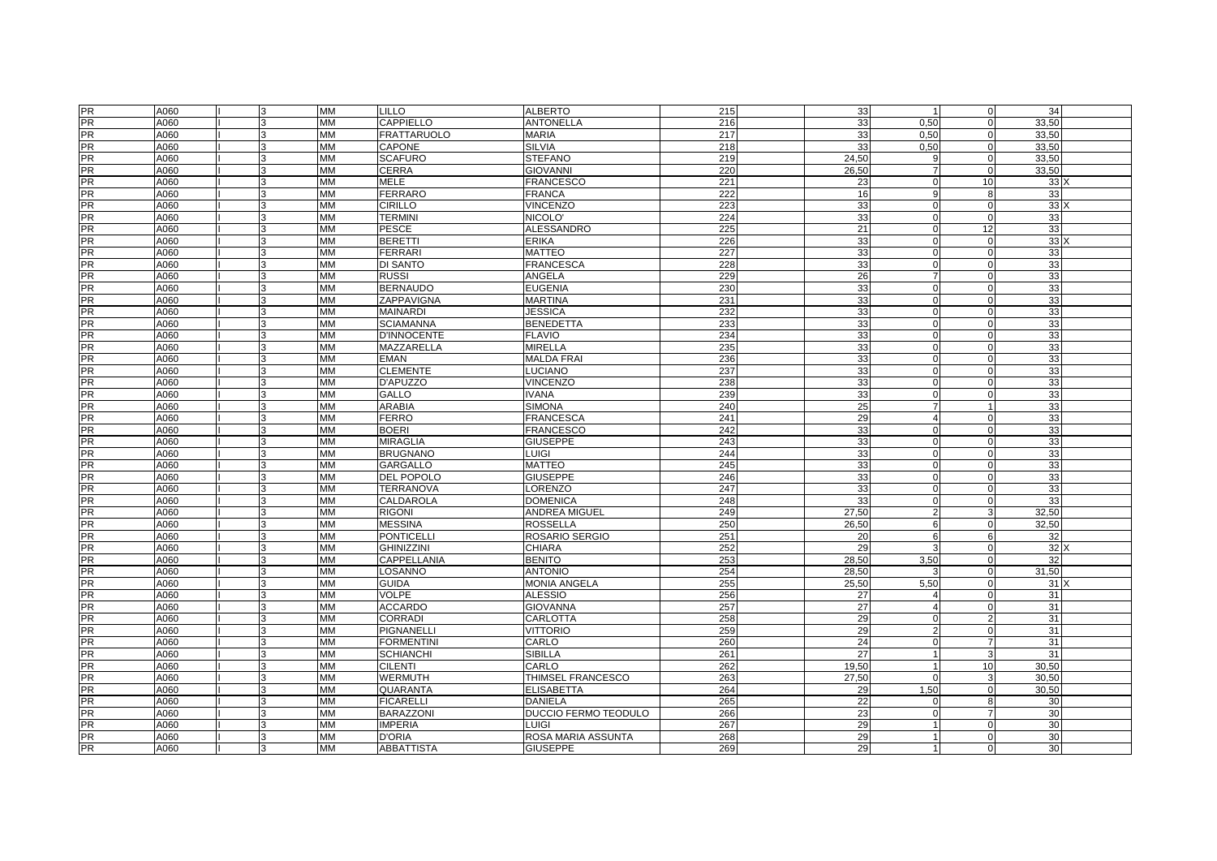| | | | | | | | | | | | | |
|---|---|---|---|---|---|---|---|---|---|---|---|---|
| PR | A060 | I | 3 | MM | LILLO | ALBERTO | 215 | 33 | 1 | 0 | 34 | |
| PR | A060 | I | 3 | MM | CAPPIELLO | ANTONELLA | 216 | 33 | 0,50 | 0 | 33,50 | |
| PR | A060 | I | 3 | MM | FRATTARUOLO | MARIA | 217 | 33 | 0,50 | 0 | 33,50 | |
| PR | A060 | I | 3 | MM | CAPONE | SILVIA | 218 | 33 | 0,50 | 0 | 33,50 | |
| PR | A060 | I | 3 | MM | SCAFURO | STEFANO | 219 | 24,50 | 9 | 0 | 33,50 | |
| PR | A060 | I | 3 | MM | CERRA | GIOVANNI | 220 | 26,50 | 7 | 0 | 33,50 | |
| PR | A060 | I | 3 | MM | MELE | FRANCESCO | 221 | 23 | 0 | 10 | 33 | X |
| PR | A060 | I | 3 | MM | FERRARO | FRANCA | 222 | 16 | 9 | 8 | 33 | |
| PR | A060 | I | 3 | MM | CIRILLO | VINCENZO | 223 | 33 | 0 | 0 | 33 | X |
| PR | A060 | I | 3 | MM | TERMINI | NICOLO' | 224 | 33 | 0 | 0 | 33 | |
| PR | A060 | I | 3 | MM | PESCE | ALESSANDRO | 225 | 21 | 0 | 12 | 33 | |
| PR | A060 | I | 3 | MM | BERETTI | ERIKA | 226 | 33 | 0 | 0 | 33 | X |
| PR | A060 | I | 3 | MM | FERRARI | MATTEO | 227 | 33 | 0 | 0 | 33 | |
| PR | A060 | I | 3 | MM | DI SANTO | FRANCESCA | 228 | 33 | 0 | 0 | 33 | |
| PR | A060 | I | 3 | MM | RUSSI | ANGELA | 229 | 26 | 7 | 0 | 33 | |
| PR | A060 | I | 3 | MM | BERNAUDO | EUGENIA | 230 | 33 | 0 | 0 | 33 | |
| PR | A060 | I | 3 | MM | ZAPPAVIGNA | MARTINA | 231 | 33 | 0 | 0 | 33 | |
| PR | A060 | I | 3 | MM | MAINARDI | JESSICA | 232 | 33 | 0 | 0 | 33 | |
| PR | A060 | I | 3 | MM | SCIAMANNA | BENEDETTA | 233 | 33 | 0 | 0 | 33 | |
| PR | A060 | I | 3 | MM | D'INNOCENTE | FLAVIO | 234 | 33 | 0 | 0 | 33 | |
| PR | A060 | I | 3 | MM | MAZZARELLA | MIRELLA | 235 | 33 | 0 | 0 | 33 | |
| PR | A060 | I | 3 | MM | EMAN | MALDA FRAI | 236 | 33 | 0 | 0 | 33 | |
| PR | A060 | I | 3 | MM | CLEMENTE | LUCIANO | 237 | 33 | 0 | 0 | 33 | |
| PR | A060 | I | 3 | MM | D'APUZZO | VINCENZO | 238 | 33 | 0 | 0 | 33 | |
| PR | A060 | I | 3 | MM | GALLO | IVANA | 239 | 33 | 0 | 0 | 33 | |
| PR | A060 | I | 3 | MM | ARABIA | SIMONA | 240 | 25 | 7 | 1 | 33 | |
| PR | A060 | I | 3 | MM | FERRO | FRANCESCA | 241 | 29 | 4 | 0 | 33 | |
| PR | A060 | I | 3 | MM | BOERI | FRANCESCO | 242 | 33 | 0 | 0 | 33 | |
| PR | A060 | I | 3 | MM | MIRAGLIA | GIUSEPPE | 243 | 33 | 0 | 0 | 33 | |
| PR | A060 | I | 3 | MM | BRUGNANO | LUIGI | 244 | 33 | 0 | 0 | 33 | |
| PR | A060 | I | 3 | MM | GARGALLO | MATTEO | 245 | 33 | 0 | 0 | 33 | |
| PR | A060 | I | 3 | MM | DEL POPOLO | GIUSEPPE | 246 | 33 | 0 | 0 | 33 | |
| PR | A060 | I | 3 | MM | TERRANOVA | LORENZO | 247 | 33 | 0 | 0 | 33 | |
| PR | A060 | I | 3 | MM | CALDAROLA | DOMENICA | 248 | 33 | 0 | 0 | 33 | |
| PR | A060 | I | 3 | MM | RIGONI | ANDREA MIGUEL | 249 | 27,50 | 2 | 3 | 32,50 | |
| PR | A060 | I | 3 | MM | MESSINA | ROSSELLA | 250 | 26,50 | 6 | 0 | 32,50 | |
| PR | A060 | I | 3 | MM | PONTICELLI | ROSARIO SERGIO | 251 | 20 | 6 | 6 | 32 | |
| PR | A060 | I | 3 | MM | GHINIZZINI | CHIARA | 252 | 29 | 3 | 0 | 32 | X |
| PR | A060 | I | 3 | MM | CAPPELLANIA | BENITO | 253 | 28,50 | 3,50 | 0 | 32 | |
| PR | A060 | I | 3 | MM | LOSANNO | ANTONIO | 254 | 28,50 | 3 | 0 | 31,50 | |
| PR | A060 | I | 3 | MM | GUIDA | MONIA ANGELA | 255 | 25,50 | 5,50 | 0 | 31 | X |
| PR | A060 | I | 3 | MM | VOLPE | ALESSIO | 256 | 27 | 4 | 0 | 31 | |
| PR | A060 | I | 3 | MM | ACCARDO | GIOVANNA | 257 | 27 | 4 | 0 | 31 | |
| PR | A060 | I | 3 | MM | CORRADI | CARLOTTA | 258 | 29 | 0 | 2 | 31 | |
| PR | A060 | I | 3 | MM | PIGNANELLI | VITTORIO | 259 | 29 | 2 | 0 | 31 | |
| PR | A060 | I | 3 | MM | FORMENTINI | CARLO | 260 | 24 | 0 | 7 | 31 | |
| PR | A060 | I | 3 | MM | SCHIANCHI | SIBILLA | 261 | 27 | 1 | 3 | 31 | |
| PR | A060 | I | 3 | MM | CILENTI | CARLO | 262 | 19,50 | 1 | 10 | 30,50 | |
| PR | A060 | I | 3 | MM | WERMUTH | THIMSEL FRANCESCO | 263 | 27,50 | 0 | 3 | 30,50 | |
| PR | A060 | I | 3 | MM | QUARANTA | ELISABETTA | 264 | 29 | 1,50 | 0 | 30,50 | |
| PR | A060 | I | 3 | MM | FICARELLI | DANIELA | 265 | 22 | 0 | 8 | 30 | |
| PR | A060 | I | 3 | MM | BARAZZONI | DUCCIO FERMO TEODULO | 266 | 23 | 0 | 7 | 30 | |
| PR | A060 | I | 3 | MM | IMPERIA | LUIGI | 267 | 29 | 1 | 0 | 30 | |
| PR | A060 | I | 3 | MM | D'ORIA | ROSA MARIA ASSUNTA | 268 | 29 | 1 | 0 | 30 | |
| PR | A060 | I | 3 | MM | ABBATTISTA | GIUSEPPE | 269 | 29 | 1 | 0 | 30 | |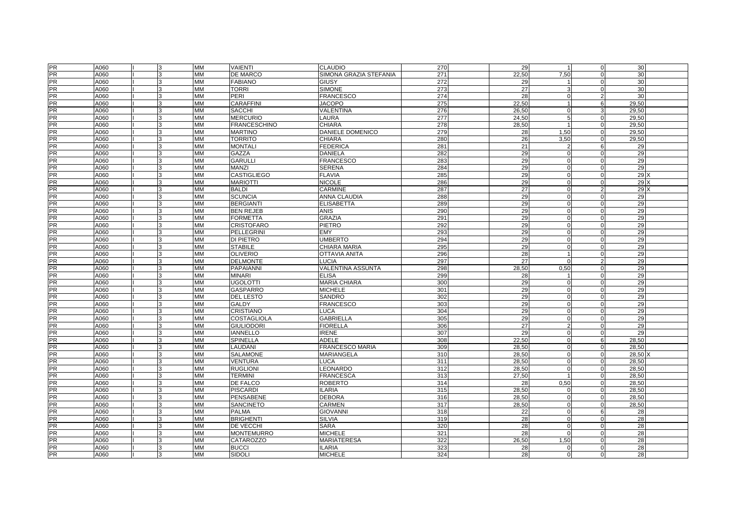| | | | | | | | | | | | | |
|---|---|---|---|---|---|---|---|---|---|---|---|---|
| PR | A060 | I | 3 | MM | VAIENTI | CLAUDIO | 270 | 29 | 1 | 0 | 30 | |
| PR | A060 | I | 3 | MM | DE MARCO | SIMONA GRAZIA STEFANIA | 271 | 22,50 | 7,50 | 0 | 30 | |
| PR | A060 | I | 3 | MM | FABIANO | GIUSY | 272 | 29 | 1 | 0 | 30 | |
| PR | A060 | I | 3 | MM | TORRI | SIMONE | 273 | 27 | 3 | 0 | 30 | |
| PR | A060 | I | 3 | MM | PERI | FRANCESCO | 274 | 28 | 0 | 2 | 30 | |
| PR | A060 | I | 3 | MM | CARAFFINI | JACOPO | 275 | 22,50 | 1 | 6 | 29,50 | |
| PR | A060 | I | 3 | MM | SACCHI | VALENTINA | 276 | 26,50 | 0 | 3 | 29,50 | |
| PR | A060 | I | 3 | MM | MERCURIO | LAURA | 277 | 24,50 | 5 | 0 | 29,50 | |
| PR | A060 | I | 3 | MM | FRANCESCHINO | CHIARA | 278 | 28,50 | 1 | 0 | 29,50 | |
| PR | A060 | I | 3 | MM | MARTINO | DANIELE DOMENICO | 279 | 28 | 1,50 | 0 | 29,50 | |
| PR | A060 | I | 3 | MM | TORRITO | CHIARA | 280 | 26 | 3,50 | 0 | 29,50 | |
| PR | A060 | I | 3 | MM | MONTALI | FEDERICA | 281 | 21 | 2 | 6 | 29 | |
| PR | A060 | I | 3 | MM | GAZZA | DANIELA | 282 | 29 | 0 | 0 | 29 | |
| PR | A060 | I | 3 | MM | GARULLI | FRANCESCO | 283 | 29 | 0 | 0 | 29 | |
| PR | A060 | I | 3 | MM | MANZI | SERENA | 284 | 29 | 0 | 0 | 29 | |
| PR | A060 | I | 3 | MM | CASTIGLIEGO | FLAVIA | 285 | 29 | 0 | 0 | 29 | X |
| PR | A060 | I | 3 | MM | MARIOTTI | NICOLE | 286 | 29 | 0 | 0 | 29 | X |
| PR | A060 | I | 3 | MM | BALDI | CARMINE | 287 | 27 | 0 | 2 | 29 | X |
| PR | A060 | I | 3 | MM | SCUNCIA | ANNA CLAUDIA | 288 | 29 | 0 | 0 | 29 | |
| PR | A060 | I | 3 | MM | BERGIANTI | ELISABETTA | 289 | 29 | 0 | 0 | 29 | |
| PR | A060 | I | 3 | MM | BEN REJEB | ANIS | 290 | 29 | 0 | 0 | 29 | |
| PR | A060 | I | 3 | MM | FORMETTA | GRAZIA | 291 | 29 | 0 | 0 | 29 | |
| PR | A060 | I | 3 | MM | CRISTOFARO | PIETRO | 292 | 29 | 0 | 0 | 29 | |
| PR | A060 | I | 3 | MM | PELLEGRINI | EMY | 293 | 29 | 0 | 0 | 29 | |
| PR | A060 | I | 3 | MM | DI PIETRO | UMBERTO | 294 | 29 | 0 | 0 | 29 | |
| PR | A060 | I | 3 | MM | STABILE | CHIARA MARIA | 295 | 29 | 0 | 0 | 29 | |
| PR | A060 | I | 3 | MM | OLIVERIO | OTTAVIA ANITA | 296 | 28 | 1 | 0 | 29 | |
| PR | A060 | I | 3 | MM | DELMONTE | LUCIA | 297 | 27 | 0 | 2 | 29 | |
| PR | A060 | I | 3 | MM | PAPAIANNI | VALENTINA ASSUNTA | 298 | 28,50 | 0,50 | 0 | 29 | |
| PR | A060 | I | 3 | MM | MINARI | ELISA | 299 | 28 | 1 | 0 | 29 | |
| PR | A060 | I | 3 | MM | UGOLOTTI | MARIA CHIARA | 300 | 29 | 0 | 0 | 29 | |
| PR | A060 | I | 3 | MM | GASPARRO | MICHELE | 301 | 29 | 0 | 0 | 29 | |
| PR | A060 | I | 3 | MM | DEL LESTO | SANDRO | 302 | 29 | 0 | 0 | 29 | |
| PR | A060 | I | 3 | MM | GALDY | FRANCESCO | 303 | 29 | 0 | 0 | 29 | |
| PR | A060 | I | 3 | MM | CRISTIANO | LUCA | 304 | 29 | 0 | 0 | 29 | |
| PR | A060 | I | 3 | MM | COSTAGLIOLA | GABRIELLA | 305 | 29 | 0 | 0 | 29 | |
| PR | A060 | I | 3 | MM | GIULIODORI | FIORELLA | 306 | 27 | 2 | 0 | 29 | |
| PR | A060 | I | 3 | MM | IANNELLO | IRENE | 307 | 29 | 0 | 0 | 29 | |
| PR | A060 | I | 3 | MM | SPINELLA | ADELE | 308 | 22,50 | 0 | 6 | 28,50 | |
| PR | A060 | I | 3 | MM | LAUDANI | FRANCESCO MARIA | 309 | 28,50 | 0 | 0 | 28,50 | |
| PR | A060 | I | 3 | MM | SALAMONE | MARIANGELA | 310 | 28,50 | 0 | 0 | 28,50 | X |
| PR | A060 | I | 3 | MM | VENTURA | LUCA | 311 | 28,50 | 0 | 0 | 28,50 | |
| PR | A060 | I | 3 | MM | RUGLIONI | LEONARDO | 312 | 28,50 | 0 | 0 | 28,50 | |
| PR | A060 | I | 3 | MM | TERMINI | FRANCESCA | 313 | 27,50 | 1 | 0 | 28,50 | |
| PR | A060 | I | 3 | MM | DE FALCO | ROBERTO | 314 | 28 | 0,50 | 0 | 28,50 | |
| PR | A060 | I | 3 | MM | PISCARDI | ILARIA | 315 | 28,50 | 0 | 0 | 28,50 | |
| PR | A060 | I | 3 | MM | PENSABENE | DEBORA | 316 | 28,50 | 0 | 0 | 28,50 | |
| PR | A060 | I | 3 | MM | SANCINETO | CARMEN | 317 | 28,50 | 0 | 0 | 28,50 | |
| PR | A060 | I | 3 | MM | PALMA | GIOVANNI | 318 | 22 | 0 | 6 | 28 | |
| PR | A060 | I | 3 | MM | BRIGHENTI | SILVIA | 319 | 28 | 0 | 0 | 28 | |
| PR | A060 | I | 3 | MM | DE VECCHI | SARA | 320 | 28 | 0 | 0 | 28 | |
| PR | A060 | I | 3 | MM | MONTEMURRO | MICHELE | 321 | 28 | 0 | 0 | 28 | |
| PR | A060 | I | 3 | MM | CATAROZZO | MARIATERESA | 322 | 26,50 | 1,50 | 0 | 28 | |
| PR | A060 | I | 3 | MM | BUCCI | ILARIA | 323 | 28 | 0 | 0 | 28 | |
| PR | A060 | I | 3 | MM | SIDOLI | MICHELE | 324 | 28 | 0 | 0 | 28 | |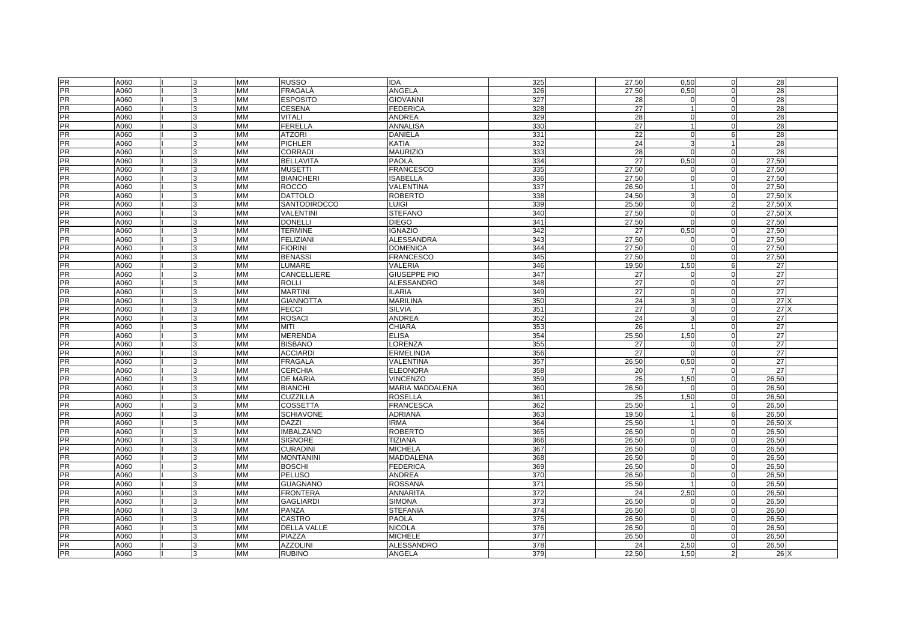| | | | | | | | | | | | | |
|---|---|---|---|---|---|---|---|---|---|---|---|---|
| PR | A060 | I | 3 | MM | RUSSO | IDA | 325 | 27,50 | 0,50 | 0 | 28 | |
| PR | A060 | I | 3 | MM | FRAGALÀ | ANGELA | 326 | 27,50 | 0,50 | 0 | 28 | |
| PR | A060 | I | 3 | MM | ESPOSITO | GIOVANNI | 327 | 28 | 0 | 0 | 28 | |
| PR | A060 | I | 3 | MM | CESENA | FEDERICA | 328 | 27 | 1 | 0 | 28 | |
| PR | A060 | I | 3 | MM | VITALI | ANDREA | 329 | 28 | 0 | 0 | 28 | |
| PR | A060 | I | 3 | MM | FERELLA | ANNALISA | 330 | 27 | 1 | 0 | 28 | |
| PR | A060 | I | 3 | MM | ATZORI | DANIELA | 331 | 22 | 0 | 6 | 28 | |
| PR | A060 | I | 3 | MM | PICHLER | KATIA | 332 | 24 | 3 | 1 | 28 | |
| PR | A060 | I | 3 | MM | CORRADI | MAURIZIO | 333 | 28 | 0 | 0 | 28 | |
| PR | A060 | I | 3 | MM | BELLAVITA | PAOLA | 334 | 27 | 0,50 | 0 | 27,50 | |
| PR | A060 | I | 3 | MM | MUSETTI | FRANCESCO | 335 | 27,50 | 0 | 0 | 27,50 | |
| PR | A060 | I | 3 | MM | BIANCHERI | ISABELLA | 336 | 27,50 | 0 | 0 | 27,50 | |
| PR | A060 | I | 3 | MM | ROCCO | VALENTINA | 337 | 26,50 | 1 | 0 | 27,50 | |
| PR | A060 | I | 3 | MM | DATTOLO | ROBERTO | 338 | 24,50 | 3 | 0 | 27,50 | X |
| PR | A060 | I | 3 | MM | SANTODIROCCO | LUIGI | 339 | 25,50 | 0 | 2 | 27,50 | X |
| PR | A060 | I | 3 | MM | VALENTINI | STEFANO | 340 | 27,50 | 0 | 0 | 27,50 | X |
| PR | A060 | I | 3 | MM | DONELLI | DIEGO | 341 | 27,50 | 0 | 0 | 27,50 | |
| PR | A060 | I | 3 | MM | TERMINE | IGNAZIO | 342 | 27 | 0,50 | 0 | 27,50 | |
| PR | A060 | I | 3 | MM | FELIZIANI | ALESSANDRA | 343 | 27,50 | 0 | 0 | 27,50 | |
| PR | A060 | I | 3 | MM | FIORINI | DOMENICA | 344 | 27,50 | 0 | 0 | 27,50 | |
| PR | A060 | I | 3 | MM | BENASSI | FRANCESCO | 345 | 27,50 | 0 | 0 | 27,50 | |
| PR | A060 | I | 3 | MM | LUMARE | VALERIA | 346 | 19,50 | 1,50 | 6 | 27 | |
| PR | A060 | I | 3 | MM | CANCELLIERE | GIUSEPPE PIO | 347 | 27 | 0 | 0 | 27 | |
| PR | A060 | I | 3 | MM | ROLLI | ALESSANDRO | 348 | 27 | 0 | 0 | 27 | |
| PR | A060 | I | 3 | MM | MARTINI | ILARIA | 349 | 27 | 0 | 0 | 27 | |
| PR | A060 | I | 3 | MM | GIANNOTTA | MARILINA | 350 | 24 | 3 | 0 | 27 | X |
| PR | A060 | I | 3 | MM | FECCI | SILVIA | 351 | 27 | 0 | 0 | 27 | X |
| PR | A060 | I | 3 | MM | ROSACI | ANDREA | 352 | 24 | 3 | 0 | 27 | |
| PR | A060 | I | 3 | MM | MITI | CHIARA | 353 | 26 | 1 | 0 | 27 | |
| PR | A060 | I | 3 | MM | MERENDA | ELISA | 354 | 25,50 | 1,50 | 0 | 27 | |
| PR | A060 | I | 3 | MM | BISBANO | LORENZA | 355 | 27 | 0 | 0 | 27 | |
| PR | A060 | I | 3 | MM | ACCIARDI | ERMELINDA | 356 | 27 | 0 | 0 | 27 | |
| PR | A060 | I | 3 | MM | FRAGALA | VALENTINA | 357 | 26,50 | 0,50 | 0 | 27 | |
| PR | A060 | I | 3 | MM | CERCHIA | ELEONORA | 358 | 20 | 7 | 0 | 27 | |
| PR | A060 | I | 3 | MM | DE MARIA | VINCENZO | 359 | 25 | 1,50 | 0 | 26,50 | |
| PR | A060 | I | 3 | MM | BIANCHI | MARIA MADDALENA | 360 | 26,50 | 0 | 0 | 26,50 | |
| PR | A060 | I | 3 | MM | CUZZILLA | ROSELLA | 361 | 25 | 1,50 | 0 | 26,50 | |
| PR | A060 | I | 3 | MM | COSSETTA | FRANCESCA | 362 | 25,50 | 1 | 0 | 26,50 | |
| PR | A060 | I | 3 | MM | SCHIAVONE | ADRIANA | 363 | 19,50 | 1 | 6 | 26,50 | |
| PR | A060 | I | 3 | MM | DAZZI | IRMA | 364 | 25,50 | 1 | 0 | 26,50 | X |
| PR | A060 | I | 3 | MM | IMBALZANO | ROBERTO | 365 | 26,50 | 0 | 0 | 26,50 | |
| PR | A060 | I | 3 | MM | SIGNORE | TIZIANA | 366 | 26,50 | 0 | 0 | 26,50 | |
| PR | A060 | I | 3 | MM | CURADINI | MICHELA | 367 | 26,50 | 0 | 0 | 26,50 | |
| PR | A060 | I | 3 | MM | MONTANINI | MADDALENA | 368 | 26,50 | 0 | 0 | 26,50 | |
| PR | A060 | I | 3 | MM | BOSCHI | FEDERICA | 369 | 26,50 | 0 | 0 | 26,50 | |
| PR | A060 | I | 3 | MM | PELUSO | ANDREA | 370 | 26,50 | 0 | 0 | 26,50 | |
| PR | A060 | I | 3 | MM | GUAGNANO | ROSSANA | 371 | 25,50 | 1 | 0 | 26,50 | |
| PR | A060 | I | 3 | MM | FRONTERA | ANNARITA | 372 | 24 | 2,50 | 0 | 26,50 | |
| PR | A060 | I | 3 | MM | GAGLIARDI | SIMONA | 373 | 26,50 | 0 | 0 | 26,50 | |
| PR | A060 | I | 3 | MM | PANZA | STEFANIA | 374 | 26,50 | 0 | 0 | 26,50 | |
| PR | A060 | I | 3 | MM | CASTRO | PAOLA | 375 | 26,50 | 0 | 0 | 26,50 | |
| PR | A060 | I | 3 | MM | DELLA VALLE | NICOLA | 376 | 26,50 | 0 | 0 | 26,50 | |
| PR | A060 | I | 3 | MM | PIAZZA | MICHELE | 377 | 26,50 | 0 | 0 | 26,50 | |
| PR | A060 | I | 3 | MM | AZZOLINI | ALESSANDRO | 378 | 24 | 2,50 | 0 | 26,50 | |
| PR | A060 | I | 3 | MM | RUBINO | ANGELA | 379 | 22,50 | 1,50 | 2 | 26 | X |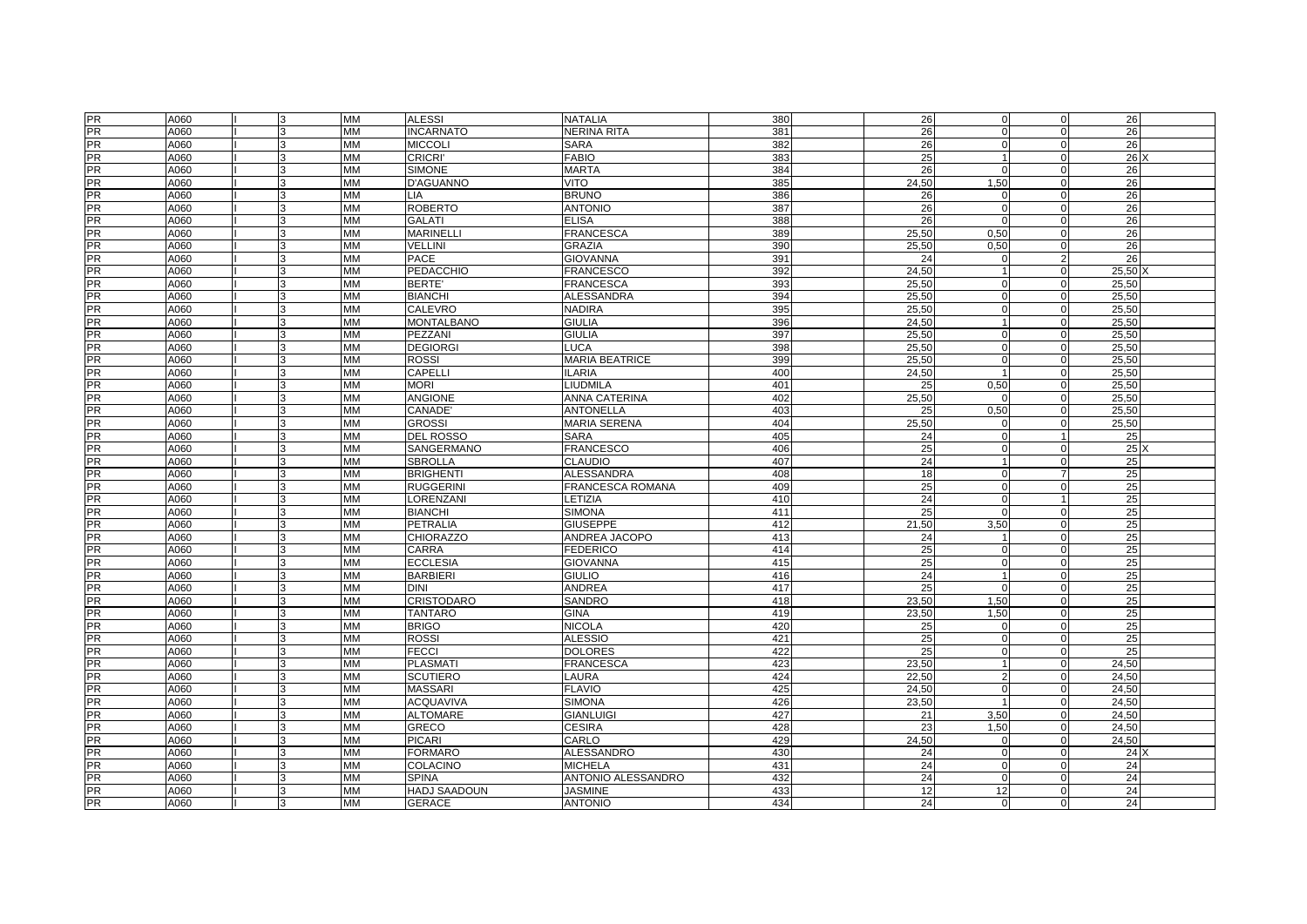| | | | | | | | | | | | | |
|---|---|---|---|---|---|---|---|---|---|---|---|---|
| PR | A060 | I | 3 | MM | ALESSI | NATALIA | 380 | 26 | 0 | 0 | 26 | |
| PR | A060 | I | 3 | MM | INCARNATO | NERINA RITA | 381 | 26 | 0 | 0 | 26 | |
| PR | A060 | I | 3 | MM | MICCOLI | SARA | 382 | 26 | 0 | 0 | 26 | |
| PR | A060 | I | 3 | MM | CRICRI' | FABIO | 383 | 25 | 1 | 0 | 26 | X |
| PR | A060 | I | 3 | MM | SIMONE | MARTA | 384 | 26 | 0 | 0 | 26 | |
| PR | A060 | I | 3 | MM | D'AGUANNO | VITO | 385 | 24,50 | 1,50 | 0 | 26 | |
| PR | A060 | I | 3 | MM | LIA | BRUNO | 386 | 26 | 0 | 0 | 26 | |
| PR | A060 | I | 3 | MM | ROBERTO | ANTONIO | 387 | 26 | 0 | 0 | 26 | |
| PR | A060 | I | 3 | MM | GALATI | ELISA | 388 | 26 | 0 | 0 | 26 | |
| PR | A060 | I | 3 | MM | MARINELLI | FRANCESCA | 389 | 25,50 | 0,50 | 0 | 26 | |
| PR | A060 | I | 3 | MM | VELLINI | GRAZIA | 390 | 25,50 | 0,50 | 0 | 26 | |
| PR | A060 | I | 3 | MM | PACE | GIOVANNA | 391 | 24 | 0 | 2 | 26 | |
| PR | A060 | I | 3 | MM | PEDACCHIO | FRANCESCO | 392 | 24,50 | 1 | 0 | 25,50 | X |
| PR | A060 | I | 3 | MM | BERTE' | FRANCESCA | 393 | 25,50 | 0 | 0 | 25,50 | |
| PR | A060 | I | 3 | MM | BIANCHI | ALESSANDRA | 394 | 25,50 | 0 | 0 | 25,50 | |
| PR | A060 | I | 3 | MM | CALEVRO | NADIRA | 395 | 25,50 | 0 | 0 | 25,50 | |
| PR | A060 | I | 3 | MM | MONTALBANO | GIULIA | 396 | 24,50 | 1 | 0 | 25,50 | |
| PR | A060 | I | 3 | MM | PEZZANI | GIULIA | 397 | 25,50 | 0 | 0 | 25,50 | |
| PR | A060 | I | 3 | MM | DEGIORGI | LUCA | 398 | 25,50 | 0 | 0 | 25,50 | |
| PR | A060 | I | 3 | MM | ROSSI | MARIA BEATRICE | 399 | 25,50 | 0 | 0 | 25,50 | |
| PR | A060 | I | 3 | MM | CAPELLI | ILARIA | 400 | 24,50 | 1 | 0 | 25,50 | |
| PR | A060 | I | 3 | MM | MORI | LIUDMILA | 401 | 25 | 0,50 | 0 | 25,50 | |
| PR | A060 | I | 3 | MM | ANGIONE | ANNA CATERINA | 402 | 25,50 | 0 | 0 | 25,50 | |
| PR | A060 | I | 3 | MM | CANADE' | ANTONELLA | 403 | 25 | 0,50 | 0 | 25,50 | |
| PR | A060 | I | 3 | MM | GROSSI | MARIA SERENA | 404 | 25,50 | 0 | 0 | 25,50 | |
| PR | A060 | I | 3 | MM | DEL ROSSO | SARA | 405 | 24 | 0 | 1 | 25 | |
| PR | A060 | I | 3 | MM | SANGERMANO | FRANCESCO | 406 | 25 | 0 | 0 | 25 | X |
| PR | A060 | I | 3 | MM | SBROLLA | CLAUDIO | 407 | 24 | 1 | 0 | 25 | |
| PR | A060 | I | 3 | MM | BRIGHENTI | ALESSANDRA | 408 | 18 | 0 | 7 | 25 | |
| PR | A060 | I | 3 | MM | RUGGERINI | FRANCESCA ROMANA | 409 | 25 | 0 | 0 | 25 | |
| PR | A060 | I | 3 | MM | LORENZANI | LETIZIA | 410 | 24 | 0 | 1 | 25 | |
| PR | A060 | I | 3 | MM | BIANCHI | SIMONA | 411 | 25 | 0 | 0 | 25 | |
| PR | A060 | I | 3 | MM | PETRALIA | GIUSEPPE | 412 | 21,50 | 3,50 | 0 | 25 | |
| PR | A060 | I | 3 | MM | CHIORAZZO | ANDREA JACOPO | 413 | 24 | 1 | 0 | 25 | |
| PR | A060 | I | 3 | MM | CARRA | FEDERICO | 414 | 25 | 0 | 0 | 25 | |
| PR | A060 | I | 3 | MM | ECCLESIA | GIOVANNA | 415 | 25 | 0 | 0 | 25 | |
| PR | A060 | I | 3 | MM | BARBIERI | GIULIO | 416 | 24 | 1 | 0 | 25 | |
| PR | A060 | I | 3 | MM | DINI | ANDREA | 417 | 25 | 0 | 0 | 25 | |
| PR | A060 | I | 3 | MM | CRISTODARO | SANDRO | 418 | 23,50 | 1,50 | 0 | 25 | |
| PR | A060 | I | 3 | MM | TANTARO | GINA | 419 | 23,50 | 1,50 | 0 | 25 | |
| PR | A060 | I | 3 | MM | BRIGO | NICOLA | 420 | 25 | 0 | 0 | 25 | |
| PR | A060 | I | 3 | MM | ROSSI | ALESSIO | 421 | 25 | 0 | 0 | 25 | |
| PR | A060 | I | 3 | MM | FECCI | DOLORES | 422 | 25 | 0 | 0 | 25 | |
| PR | A060 | I | 3 | MM | PLASMATI | FRANCESCA | 423 | 23,50 | 1 | 0 | 24,50 | |
| PR | A060 | I | 3 | MM | SCUTIERO | LAURA | 424 | 22,50 | 2 | 0 | 24,50 | |
| PR | A060 | I | 3 | MM | MASSARI | FLAVIO | 425 | 24,50 | 0 | 0 | 24,50 | |
| PR | A060 | I | 3 | MM | ACQUAVIVA | SIMONA | 426 | 23,50 | 1 | 0 | 24,50 | |
| PR | A060 | I | 3 | MM | ALTOMARE | GIANLUIGI | 427 | 21 | 3,50 | 0 | 24,50 | |
| PR | A060 | I | 3 | MM | GRECO | CESIRA | 428 | 23 | 1,50 | 0 | 24,50 | |
| PR | A060 | I | 3 | MM | PICARI | CARLO | 429 | 24,50 | 0 | 0 | 24,50 | |
| PR | A060 | I | 3 | MM | FORMARO | ALESSANDRO | 430 | 24 | 0 | 0 | 24 | X |
| PR | A060 | I | 3 | MM | COLACINO | MICHELA | 431 | 24 | 0 | 0 | 24 | |
| PR | A060 | I | 3 | MM | SPINA | ANTONIO ALESSANDRO | 432 | 24 | 0 | 0 | 24 | |
| PR | A060 | I | 3 | MM | HADJ SAADOUN | JASMINE | 433 | 12 | 12 | 0 | 24 | |
| PR | A060 | I | 3 | MM | GERACE | ANTONIO | 434 | 24 | 0 | 0 | 24 | |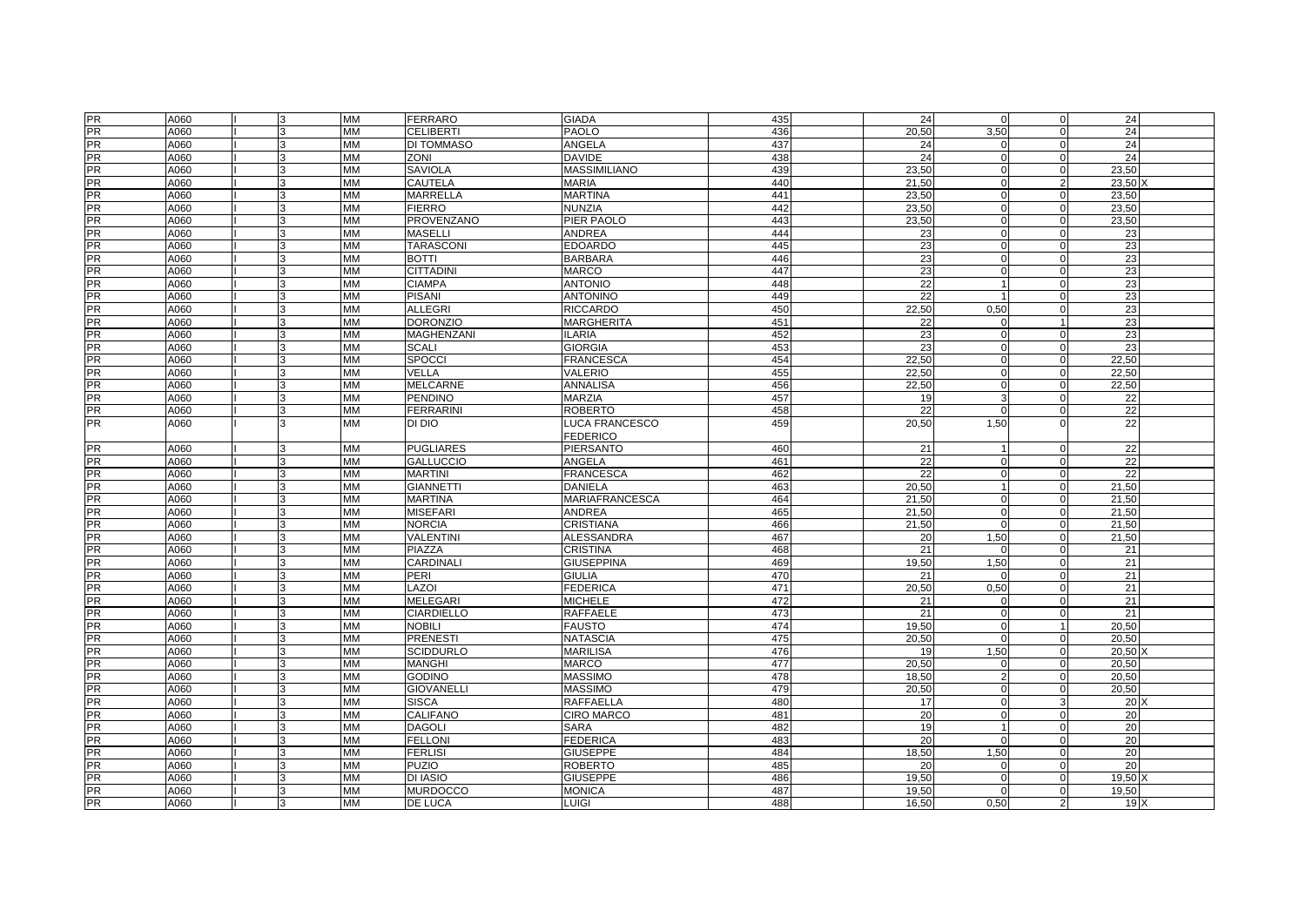| | | | | | | | | | | | | |
|---|---|---|---|---|---|---|---|---|---|---|---|---|
| PR | A060 | I | 3 | MM | FERRARO | GIADA | 435 | 24 | 0 | 0 | 24 | |
| PR | A060 | I | 3 | MM | CELIBERTI | PAOLO | 436 | 20,50 | 3,50 | 0 | 24 | |
| PR | A060 | I | 3 | MM | DI TOMMASO | ANGELA | 437 | 24 | 0 | 0 | 24 | |
| PR | A060 | I | 3 | MM | ZONI | DAVIDE | 438 | 24 | 0 | 0 | 24 | |
| PR | A060 | I | 3 | MM | SAVIOLA | MASSIMILIANO | 439 | 23,50 | 0 | 0 | 23,50 | |
| PR | A060 | I | 3 | MM | CAUTELA | MARIA | 440 | 21,50 | 0 | 2 | 23,50 | X |
| PR | A060 | I | 3 | MM | MARRELLA | MARTINA | 441 | 23,50 | 0 | 0 | 23,50 | |
| PR | A060 | I | 3 | MM | FIERRO | NUNZIA | 442 | 23,50 | 0 | 0 | 23,50 | |
| PR | A060 | I | 3 | MM | PROVENZANO | PIER PAOLO | 443 | 23,50 | 0 | 0 | 23,50 | |
| PR | A060 | I | 3 | MM | MASELLI | ANDREA | 444 | 23 | 0 | 0 | 23 | |
| PR | A060 | I | 3 | MM | TARASCONI | EDOARDO | 445 | 23 | 0 | 0 | 23 | |
| PR | A060 | I | 3 | MM | BOTTI | BARBARA | 446 | 23 | 0 | 0 | 23 | |
| PR | A060 | I | 3 | MM | CITTADINI | MARCO | 447 | 23 | 0 | 0 | 23 | |
| PR | A060 | I | 3 | MM | CIAMPA | ANTONIO | 448 | 22 | 1 | 0 | 23 | |
| PR | A060 | I | 3 | MM | PISANI | ANTONINO | 449 | 22 | 1 | 0 | 23 | |
| PR | A060 | I | 3 | MM | ALLEGRI | RICCARDO | 450 | 22,50 | 0,50 | 0 | 23 | |
| PR | A060 | I | 3 | MM | DORONZIO | MARGHERITA | 451 | 22 | 0 | 1 | 23 | |
| PR | A060 | I | 3 | MM | MAGHENZANI | ILARIA | 452 | 23 | 0 | 0 | 23 | |
| PR | A060 | I | 3 | MM | SCALI | GIORGIA | 453 | 23 | 0 | 0 | 23 | |
| PR | A060 | I | 3 | MM | SPOCCI | FRANCESCA | 454 | 22,50 | 0 | 0 | 22,50 | |
| PR | A060 | I | 3 | MM | VELLA | VALERIO | 455 | 22,50 | 0 | 0 | 22,50 | |
| PR | A060 | I | 3 | MM | MELCARNE | ANNALISA | 456 | 22,50 | 0 | 0 | 22,50 | |
| PR | A060 | I | 3 | MM | PENDINO | MARZIA | 457 | 19 | 3 | 0 | 22 | |
| PR | A060 | I | 3 | MM | FERRARINI | ROBERTO | 458 | 22 | 0 | 0 | 22 | |
| PR | A060 | I | 3 | MM | DI DIO | LUCA FRANCESCO FEDERICO | 459 | 20,50 | 1,50 | 0 | 22 | |
| PR | A060 | I | 3 | MM | PUGLIARES | PIERSANTO | 460 | 21 | 1 | 0 | 22 | |
| PR | A060 | I | 3 | MM | GALLUCCIO | ANGELA | 461 | 22 | 0 | 0 | 22 | |
| PR | A060 | I | 3 | MM | MARTINI | FRANCESCA | 462 | 22 | 0 | 0 | 22 | |
| PR | A060 | I | 3 | MM | GIANNETTI | DANIELA | 463 | 20,50 | 1 | 0 | 21,50 | |
| PR | A060 | I | 3 | MM | MARTINA | MARIAFRANCESCA | 464 | 21,50 | 0 | 0 | 21,50 | |
| PR | A060 | I | 3 | MM | MISEFARI | ANDREA | 465 | 21,50 | 0 | 0 | 21,50 | |
| PR | A060 | I | 3 | MM | NORCIA | CRISTIANA | 466 | 21,50 | 0 | 0 | 21,50 | |
| PR | A060 | I | 3 | MM | VALENTINI | ALESSANDRA | 467 | 20 | 1,50 | 0 | 21,50 | |
| PR | A060 | I | 3 | MM | PIAZZA | CRISTINA | 468 | 21 | 0 | 0 | 21 | |
| PR | A060 | I | 3 | MM | CARDINALI | GIUSEPPINA | 469 | 19,50 | 1,50 | 0 | 21 | |
| PR | A060 | I | 3 | MM | PERI | GIULIA | 470 | 21 | 0 | 0 | 21 | |
| PR | A060 | I | 3 | MM | LAZOI | FEDERICA | 471 | 20,50 | 0,50 | 0 | 21 | |
| PR | A060 | I | 3 | MM | MELEGARI | MICHELE | 472 | 21 | 0 | 0 | 21 | |
| PR | A060 | I | 3 | MM | CIARDIELLO | RAFFAELE | 473 | 21 | 0 | 0 | 21 | |
| PR | A060 | I | 3 | MM | NOBILI | FAUSTO | 474 | 19,50 | 0 | 1 | 20,50 | |
| PR | A060 | I | 3 | MM | PRENESTI | NATASCIA | 475 | 20,50 | 0 | 0 | 20,50 | |
| PR | A060 | I | 3 | MM | SCIDDURLO | MARILISA | 476 | 19 | 1,50 | 0 | 20,50 | X |
| PR | A060 | I | 3 | MM | MANGHI | MARCO | 477 | 20,50 | 0 | 0 | 20,50 | |
| PR | A060 | I | 3 | MM | GODINO | MASSIMO | 478 | 18,50 | 2 | 0 | 20,50 | |
| PR | A060 | I | 3 | MM | GIOVANELLI | MASSIMO | 479 | 20,50 | 0 | 0 | 20,50 | |
| PR | A060 | I | 3 | MM | SISCA | RAFFAELLA | 480 | 17 | 0 | 3 | 20 | X |
| PR | A060 | I | 3 | MM | CALIFANO | CIRO MARCO | 481 | 20 | 0 | 0 | 20 | |
| PR | A060 | I | 3 | MM | DAGOLI | SARA | 482 | 19 | 1 | 0 | 20 | |
| PR | A060 | I | 3 | MM | FELLONI | FEDERICA | 483 | 20 | 0 | 0 | 20 | |
| PR | A060 | I | 3 | MM | FERLISI | GIUSEPPE | 484 | 18,50 | 1,50 | 0 | 20 | |
| PR | A060 | I | 3 | MM | PUZIO | ROBERTO | 485 | 20 | 0 | 0 | 20 | |
| PR | A060 | I | 3 | MM | DI IASIO | GIUSEPPE | 486 | 19,50 | 0 | 0 | 19,50 | X |
| PR | A060 | I | 3 | MM | MURDOCCO | MONICA | 487 | 19,50 | 0 | 0 | 19,50 | |
| PR | A060 | I | 3 | MM | DE LUCA | LUIGI | 488 | 16,50 | 0,50 | 2 | 19 | X |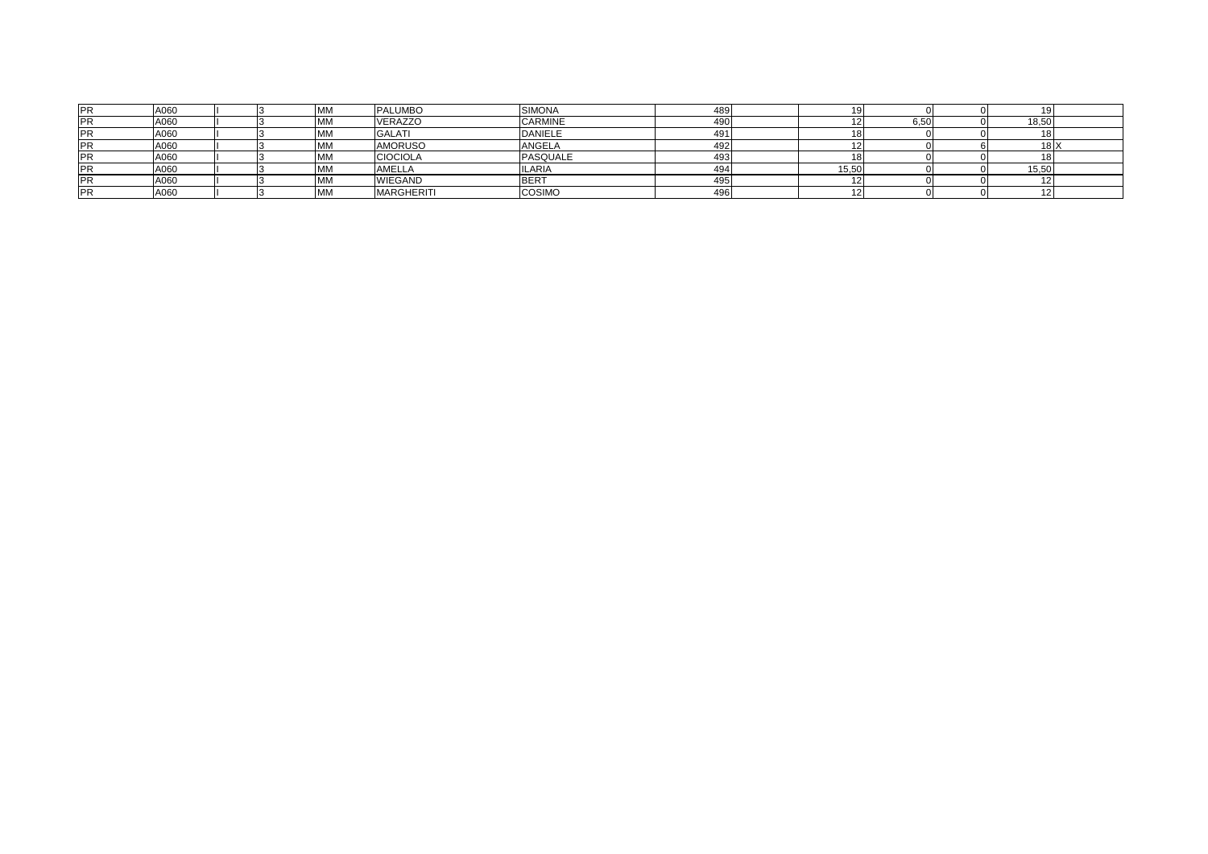| | | | | | | | | | | | | | |
|---|---|---|---|---|---|---|---|---|---|---|---|---|---|
| PR | A060 | I | 3 | MM | PALUMBO | SIMONA | 489 | | 19 | 0 | 0 | 19 | |
| PR | A060 | I | 3 | MM | VERAZZO | CARMINE | 490 | | 12 | 6,50 | 0 | 18,50 | |
| PR | A060 | I | 3 | MM | GALATI | DANIELE | 491 | | 18 | 0 | 0 | 18 | |
| PR | A060 | I | 3 | MM | AMORUSO | ANGELA | 492 | | 12 | 0 | 6 | 18 | X |
| PR | A060 | I | 3 | MM | CIOCIOLA | PASQUALE | 493 | | 18 | 0 | 0 | 18 | |
| PR | A060 | I | 3 | MM | AMELLA | ILARIA | 494 | | 15,50 | 0 | 0 | 15,50 | |
| PR | A060 | I | 3 | MM | WIEGAND | BERT | 495 | | 12 | 0 | 0 | 12 | |
| PR | A060 | I | 3 | MM | MARGHERITI | COSIMO | 496 | | 12 | 0 | 0 | 12 | |